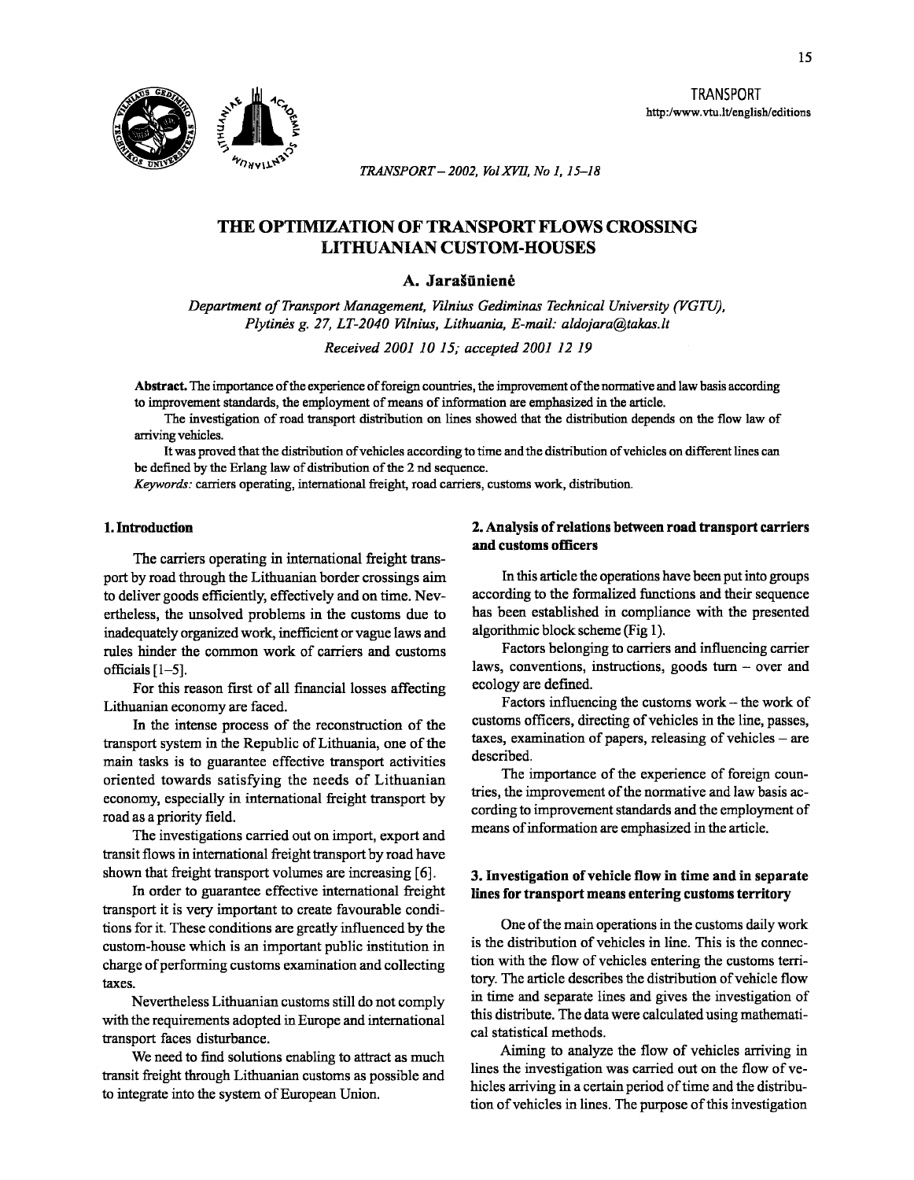# THE OPTIMIZATION OF TRANSPORT FLOWS CROSSING LITHUANIAN CUSTOM-HOUSES

**A. Jarašūnienė**

*Department of Transport Management, Vilnius Gediminas Technical University (VGTU), Plytinės g. 27, LT-2040 Vilnius, Lithuania, E-mail: aldojara@takas.lt*

*Received 2001 10 15; accepted 2001 12 19*

**Abstract.** The importance of the experience of foreign countries, the improvement of the normative and law basis according to improvement standards, the employment of means of information are emphasized in the article.

The investigation of road transport distribution on lines showed that the distribution depends on the flow law of arriving vehicles.

It was proved that the distribution of vehicles according to time and the distribution of vehicles on different lines can be defined by the Erlang law of distribution of the 2 nd sequence.

*Keywords:* carriers operating, international freight, road carriers, customs work, distribution.

## 1. Introduction

The carriers operating in international freight transport by road through the Lithuanian border crossings aim to deliver goods efficiently, effectively and on time. Nevertheless, the unsolved problems in the customs due to inadequately organized work, inefficient or vague laws and rules hinder the common work of carriers and customs officials [1–5].

For this reason first of all financial losses affecting Lithuanian economy are faced.

In the intense process of the reconstruction of the transport system in the Republic of Lithuania, one of the main tasks is to guarantee effective transport activities oriented towards satisfying the needs of Lithuanian economy, especially in international freight transport by road as a priority field.

The investigations carried out on import, export and transit flows in international freight transport by road have shown that freight transport volumes are increasing [6].

In order to guarantee effective international freight transport it is very important to create favourable conditions for it. These conditions are greatly influenced by the custom-house which is an important public institution in charge of performing customs examination and collecting taxes.

Nevertheless Lithuanian customs still do not comply with the requirements adopted in Europe and international transport faces disturbance.

We need to find solutions enabling to attract as much transit freight through Lithuanian customs as possible and to integrate into the system of European Union.

## 2. Analysis of relations between road transport carriers and customs officers

In this article the operations have been put into groups according to the formalized functions and their sequence has been established in compliance with the presented algorithmic block scheme (Fig 1).

Factors belonging to carriers and influencing carrier laws, conventions, instructions, goods turn – over and ecology are defined.

Factors influencing the customs work – the work of customs officers, directing of vehicles in the line, passes, taxes, examination of papers, releasing of vehicles – are described.

The importance of the experience of foreign countries, the improvement of the normative and law basis according to improvement standards and the employment of means of information are emphasized in the article.

## 3. Investigation of vehicle flow in time and in separate lines for transport means entering customs territory

One of the main operations in the customs daily work is the distribution of vehicles in line. This is the connection with the flow of vehicles entering the customs territory. The article describes the distribution of vehicle flow in time and separate lines and gives the investigation of this distribute. The data were calculated using mathematical statistical methods.

Aiming to analyze the flow of vehicles arriving in lines the investigation was carried out on the flow of vehicles arriving in a certain period of time and the distribution of vehicles in lines. The purpose of this investigation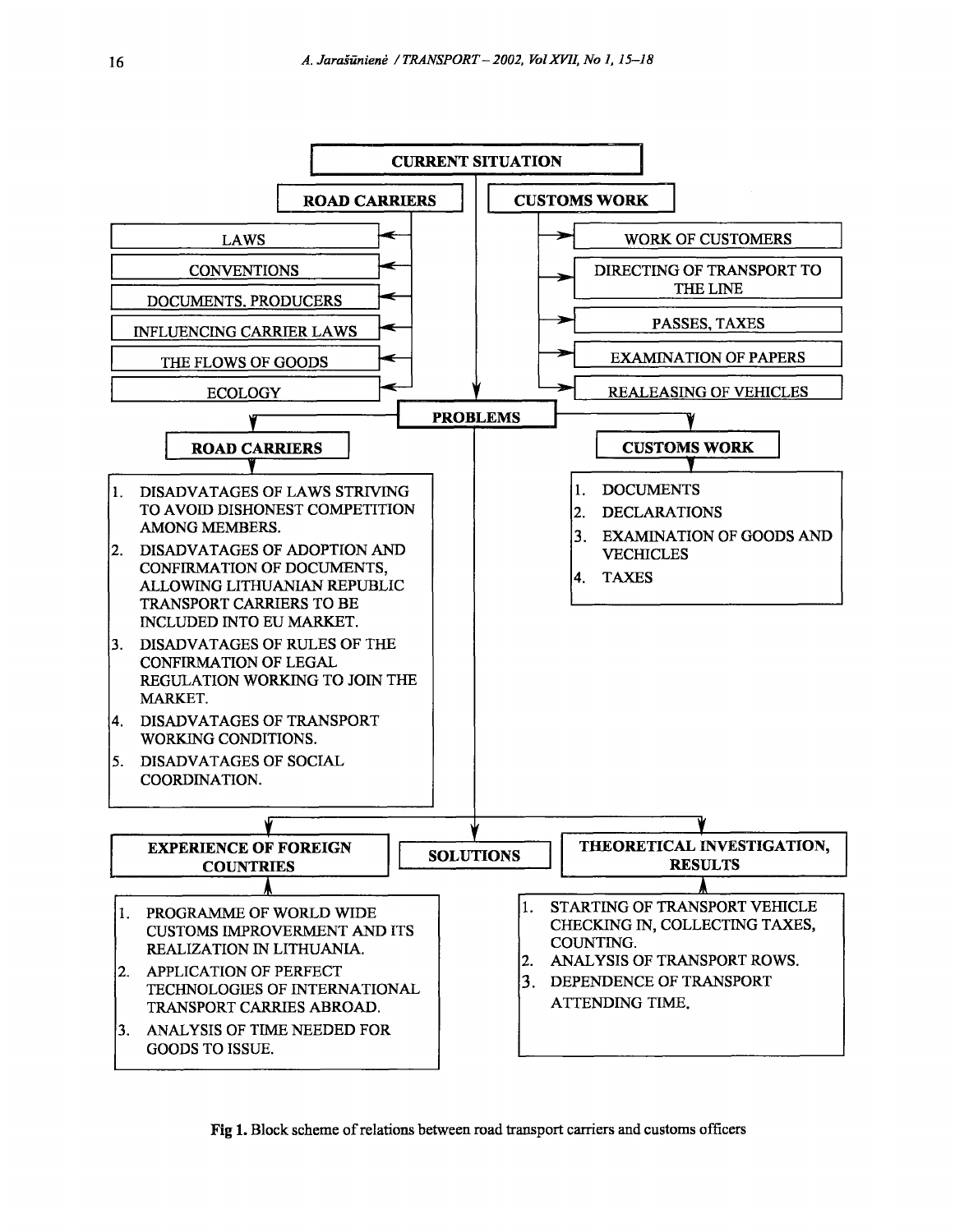CURRENT SITUATION

**ROAD CARRIERS**

- LAWS
- CONVENTIONS
- DOCUMENTS, PRODUCERS
- INFLUENCING CARRIER LAWS
- THE FLOWS OF GOODS
- ECOLOGY

**CUSTOMS WORK**

- WORK OF CUSTOMERS
- DIRECTING OF TRANSPORT TO THE LINE
- PASSES, TAXES
- EXAMINATION OF PAPERS
- REALEASING OF VEHICLES

PROBLEMS

**ROAD CARRIERS**

1. DISADVATAGES OF LAWS STRIVING TO AVOID DISHONEST COMPETITION AMONG MEMBERS.
2. DISADVATAGES OF ADOPTION AND CONFIRMATION OF DOCUMENTS, ALLOWING LITHUANIAN REPUBLIC TRANSPORT CARRIERS TO BE INCLUDED INTO EU MARKET.
3. DISADVATAGES OF RULES OF THE CONFIRMATION OF LEGAL REGULATION WORKING TO JOIN THE MARKET.
4. DISADVATAGES OF TRANSPORT WORKING CONDITIONS.
5. DISADVATAGES OF SOCIAL COORDINATION.

**CUSTOMS WORK**

1. DOCUMENTS
2. DECLARATIONS
3. EXAMINATION OF GOODS AND VECHICLES
4. TAXES

SOLUTIONS

**EXPERIENCE OF FOREIGN COUNTRIES**

1. PROGRAMME OF WORLD WIDE CUSTOMS IMPROVERMENT AND ITS REALIZATION IN LITHUANIA.
2. APPLICATION OF PERFECT TECHNOLOGIES OF INTERNATIONAL TRANSPORT CARRIES ABROAD.
3. ANALYSIS OF TIME NEEDED FOR GOODS TO ISSUE.

**THEORETICAL INVESTIGATION, RESULTS**

1. STARTING OF TRANSPORT VEHICLE CHECKING IN, COLLECTING TAXES, COUNTING.
2. ANALYSIS OF TRANSPORT ROWS.
3. DEPENDENCE OF TRANSPORT ATTENDING TIME.

**Fig 1.** Block scheme of relations between road transport carriers and customs officers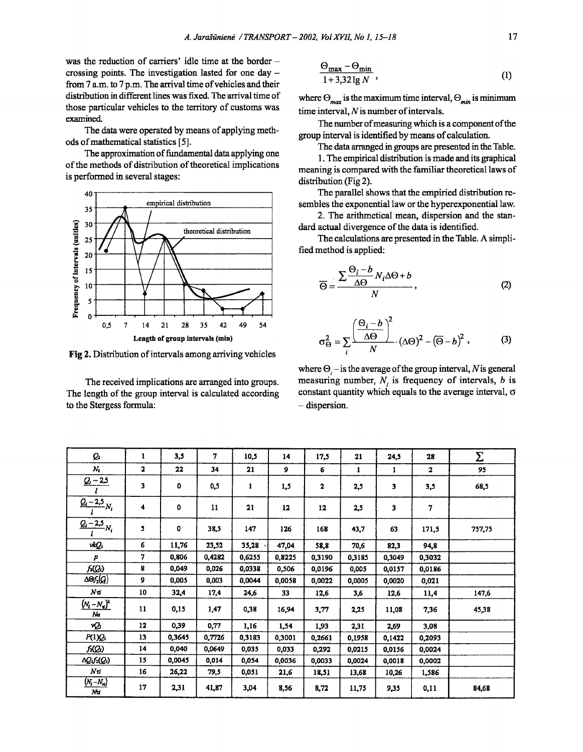was the reduction of carriers' idle time at the border – crossing points. The investigation lasted for one day – from 7 a.m. to 7 p.m. The arrival time of vehicles and their distribution in different lines was fixed. The arrival time of those particular vehicles to the territory of customs was examined.

The data were operated by means of applying methods of mathematical statistics [5].

The approximation of fundamental data applying one of the methods of distribution of theoretical implications is performed in several stages:

Fig 2. Distribution of intervals among arriving vehicles

The received implications are arranged into groups. The length of the group interval is calculated according to the Stergess formula:

$$\frac{\Theta_{max} - \Theta_{min}}{1 + 3{,}32 \lg N}, \tag{1}$$

where $\Theta_{max}$ is the maximum time interval, $\Theta_{min}$ is minimum time interval, $N$ is number of intervals.

The number of measuring which is a component of the group interval is identified by means of calculation.

The data arranged in groups are presented in the Table.

1. The empirical distribution is made and its graphical meaning is compared with the familiar theoretical laws of distribution (Fig 2).

The parallel shows that the empiried distribution resembles the exponential law or the hyperexponential law.

2. The arithmetical mean, dispersion and the standard actual divergence of the data is identified.

The calculations are presented in the Table. A simplified method is applied:

$$\overline{\Theta} = \frac{\sum \frac{\Theta_i - b}{\Delta\Theta} N_i \Delta\Theta + b}{N}, \tag{2}$$

$$\sigma_{\Theta}^2 = \sum_i \frac{\left(\frac{\Theta_i - b}{\Delta\Theta}\right)^2}{N} \cdot (\Delta\Theta)^2 - \left(\overline{\Theta} - b\right)^2, \tag{3}$$

where $\Theta_i$ – is the average of the group interval, $N$ is general measuring number, $N_i$ is frequency of intervals, $b$ is constant quantity which equals to the average interval, $\sigma$ – dispersion.

| $Q_i$ | 1 | 3,5 | 7 | 10,5 | 14 | 17,5 | 21 | 24,5 | 28 | $\Sigma$ |
|---|---|---|---|---|---|---|---|---|---|---|
| $N_i$ | 2 | 22 | 34 | 21 | 9 | 6 | 1 | 1 | 2 | 95 |
| $\frac{Q_i - 2{,}5}{l}$ | 3 | 0 | 0,5 | 1 | 1,5 | 2 | 2,5 | 3 | 3,5 | 68,5 |
| $\frac{Q_i - 2{,}5}{l} N_i$ | 4 | 0 | 11 | 21 | 12 | 12 | 2,5 | 3 | 7 | |
| $\frac{Q_i - 2{,}5}{l} N_i$ | 5 | 0 | 38,5 | 147 | 126 | 168 | 43,7 | 63 | 171,5 | 757,75 |
| $vkQ_i$ | 6 | 11,76 | 23,52 | 35,28 | 47,04 | 58,8 | 70,6 | 82,3 | 94,8 | |
| $P$ | 7 | 0,806 | 0,4282 | 0,6255 | 0,8225 | 0,3190 | 0,3185 | 0,3049 | 0,3032 | |
| $f_2(Q_i)$ | 8 | 0,049 | 0,026 | 0,0338 | 0,506 | 0,0196 | 0,005 | 0,0157 | 0,0186 | |
| $\Delta\Theta f_2(Q_i)$ | 9 | 0,005 | 0,003 | 0,0044 | 0,0058 | 0,0022 | 0,0005 | 0,0020 | 0,021 | |
| $N\tau i$ | 10 | 32,4 | 17,4 | 24,6 | 33 | 12,6 | 3,6 | 12,6 | 11,4 | 147,6 |
| $\frac{(N_i - N_{\tau i})^2}{N_{\tau i}}$ | 11 | 0,15 | 1,47 | 0,38 | 16,94 | 3,77 | 2,25 | 11,08 | 7,36 | 45,38 |
| $vQ_i$ | 12 | 0,39 | 0,77 | 1,16 | 1,54 | 1,93 | 2,31 | 2,69 | 3,08 | |
| $P(1)Q_i$ | 13 | 0,3645 | 0,7726 | 0,3183 | 0,3001 | 0,2661 | 0,1958 | 0,1422 | 0,2093 | |
| $f_2(Q_i)$ | 14 | 0,040 | 0,0649 | 0,035 | 0,033 | 0,292 | 0,0215 | 0,0156 | 0,0024 | |
| $\Delta Q_i f_2(Q_i)$ | 15 | 0,0045 | 0,014 | 0,054 | 0,0036 | 0,0033 | 0,0024 | 0,0018 | 0,0002 | |
| $N\tau i$ | 16 | 26,22 | 79,5 | 0,051 | 21,6 | 18,51 | 13,68 | 10,26 | 1,586 | |
| $\frac{(N_i - N_{\tau i})}{N_{\tau i}}$ | 17 | 2,31 | 41,87 | 3,04 | 8,56 | 8,72 | 11,75 | 9,35 | 0,11 | 84,68 |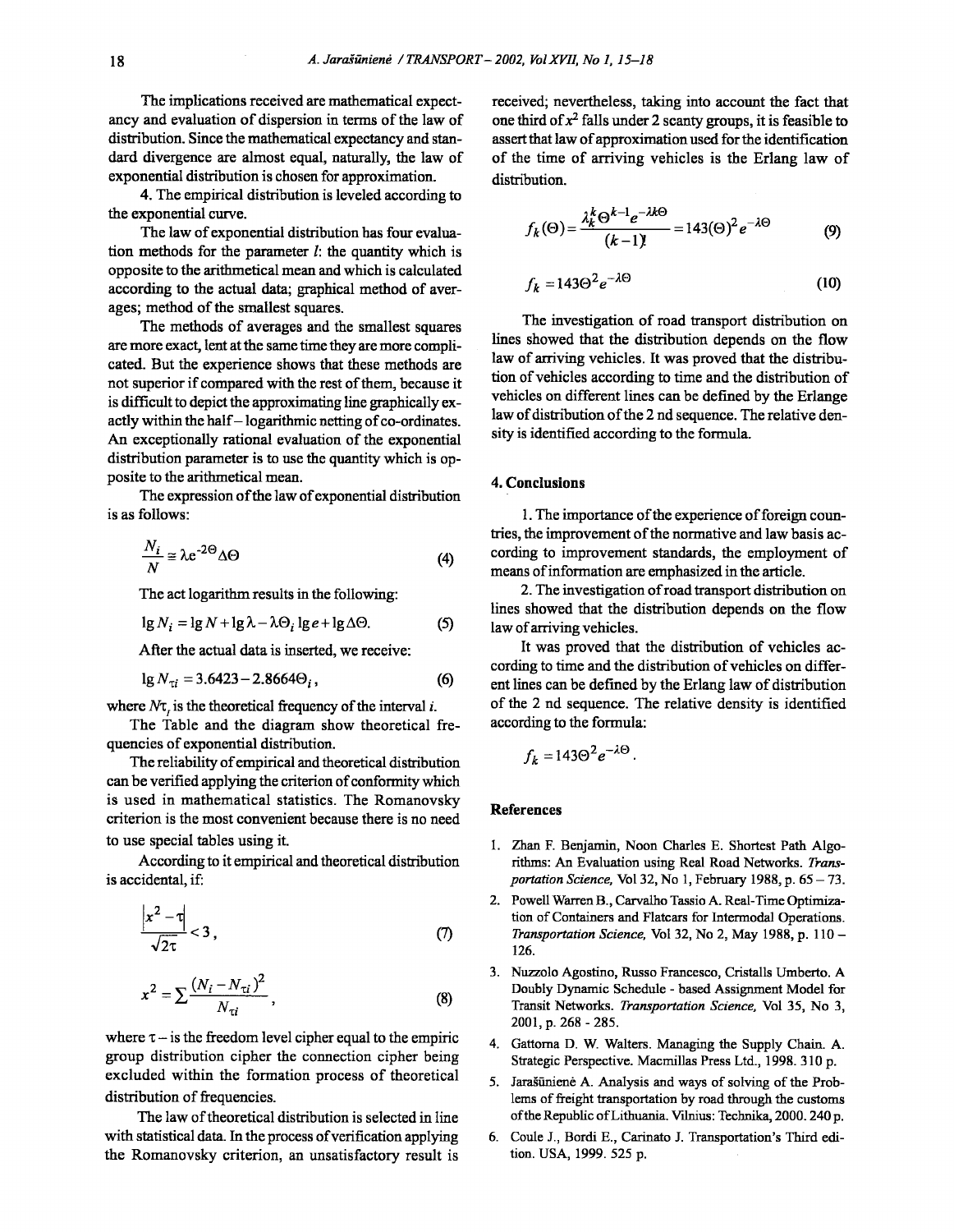The implications received are mathematical expectancy and evaluation of dispersion in terms of the law of distribution. Since the mathematical expectancy and standard divergence are almost equal, naturally, the law of exponential distribution is chosen for approximation.

4. The empirical distribution is leveled according to the exponential curve.

The law of exponential distribution has four evaluation methods for the parameter *l*: the quantity which is opposite to the arithmetical mean and which is calculated according to the actual data; graphical method of averages; method of the smallest squares.

The methods of averages and the smallest squares are more exact, lent at the same time they are more complicated. But the experience shows that these methods are not superior if compared with the rest of them, because it is difficult to depict the approximating line graphically exactly within the half – logarithmic netting of co-ordinates. An exceptionally rational evaluation of the exponential distribution parameter is to use the quantity which is opposite to the arithmetical mean.

The expression of the law of exponential distribution is as follows:

$$\frac{N_i}{N} \cong \lambda e^{-2\Theta} \Delta\Theta \tag{4}$$

The act logarithm results in the following:

$$\lg N_i = \lg N + \lg \lambda - \lambda \Theta_i \lg e + \lg \Delta\Theta. \tag{5}$$

After the actual data is inserted, we receive:

$$\lg N_{\tau i} = 3.6423 - 2.8664\Theta_i, \tag{6}$$

where $N\tau_i$ is the theoretical frequency of the interval *i*.

The Table and the diagram show theoretical frequencies of exponential distribution.

The reliability of empirical and theoretical distribution can be verified applying the criterion of conformity which is used in mathematical statistics. The Romanovsky criterion is the most convenient because there is no need to use special tables using it.

According to it empirical and theoretical distribution is accidental, if:

$$\frac{|x^2 - \tau|}{\sqrt{2\tau}} < 3, \tag{7}$$

$$x^2 = \sum \frac{(N_i - N_{\tau i})^2}{N_{\tau i}}, \tag{8}$$

where $\tau$ – is the freedom level cipher equal to the empiric group distribution cipher the connection cipher being excluded within the formation process of theoretical distribution of frequencies.

The law of theoretical distribution is selected in line with statistical data. In the process of verification applying the Romanovsky criterion, an unsatisfactory result is received; nevertheless, taking into account the fact that one third of $x^2$ falls under 2 scanty groups, it is feasible to assert that law of approximation used for the identification of the time of arriving vehicles is the Erlang law of distribution.

$$f_k(\Theta) = \frac{\lambda_k^k \Theta^{k-1} e^{-\lambda k \Theta}}{(k-1)!} = 143(\Theta)^2 e^{-\lambda\Theta} \tag{9}$$

$$f_k = 143\Theta^2 e^{-\lambda\Theta} \tag{10}$$

The investigation of road transport distribution on lines showed that the distribution depends on the flow law of arriving vehicles. It was proved that the distribution of vehicles according to time and the distribution of vehicles on different lines can be defined by the Erlange law of distribution of the 2 nd sequence. The relative density is identified according to the formula.

## 4. Conclusions

1. The importance of the experience of foreign countries, the improvement of the normative and law basis according to improvement standards, the employment of means of information are emphasized in the article.

2. The investigation of road transport distribution on lines showed that the distribution depends on the flow law of arriving vehicles.

It was proved that the distribution of vehicles according to time and the distribution of vehicles on different lines can be defined by the Erlang law of distribution of the 2 nd sequence. The relative density is identified according to the formula:

$$f_k = 143\Theta^2 e^{-\lambda\Theta}.$$

## References

1. Zhan F. Benjamin, Noon Charles E. Shortest Path Algorithms: An Evaluation using Real Road Networks. *Transportation Science*, Vol 32, No 1, February 1988, p. 65 – 73.
2. Powell Warren B., Carvalho Tassio A. Real-Time Optimization of Containers and Flatcars for Intermodal Operations. *Transportation Science*, Vol 32, No 2, May 1988, p. 110 – 126.
3. Nuzzolo Agostino, Russo Francesco, Cristalls Umberto. A Doubly Dynamic Schedule - based Assignment Model for Transit Networks. *Transportation Science*, Vol 35, No 3, 2001, p. 268 - 285.
4. Gattorna D. W. Walters. Managing the Supply Chain. A. Strategic Perspective. Macmillas Press Ltd., 1998. 310 p.
5. Jarašūnienė A. Analysis and ways of solving of the Problems of freight transportation by road through the customs of the Republic of Lithuania. Vilnius: Technika, 2000. 240 p.
6. Coule J., Bordi E., Carinato J. Transportation's Third edition. USA, 1999. 525 p.